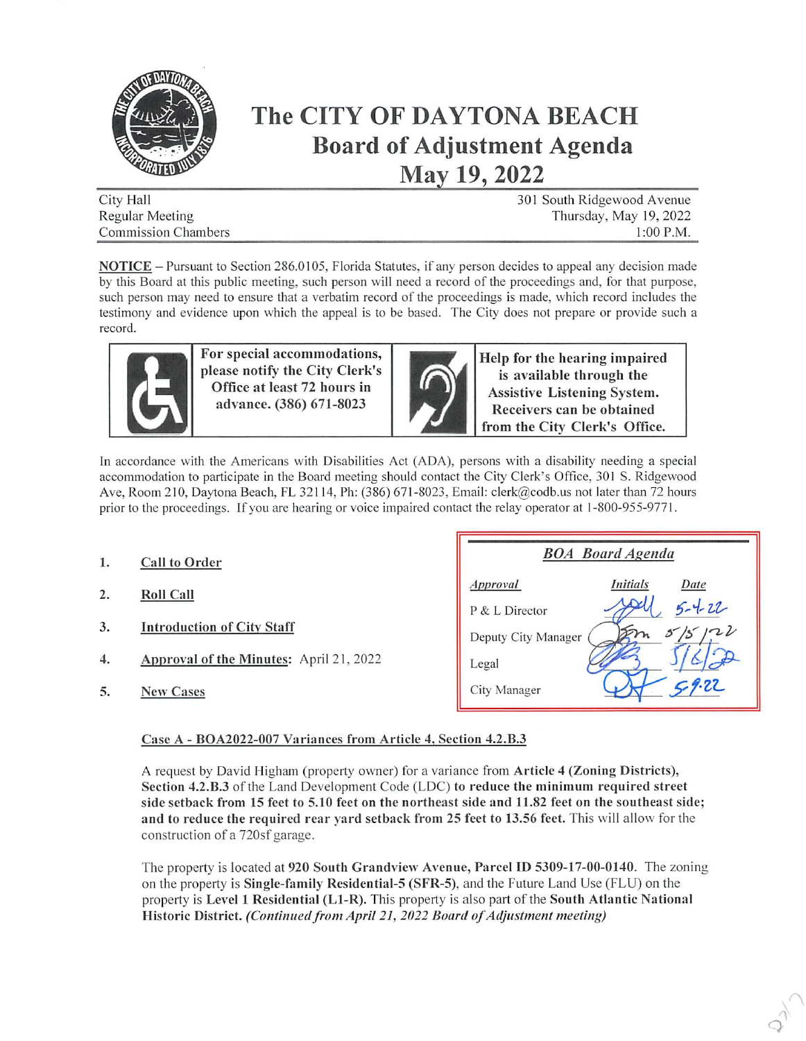# The CITY OF DAYTONA BEACH
# Board of Adjustment Agenda
# May 19, 2022

| City Hall | 301 South Ridgewood Avenue |
|---|---|
| Regular Meeting | Thursday, May 19, 2022 |
| Commission Chambers | 1:00 P.M. |

**NOTICE** – Pursuant to Section 286.0105, Florida Statutes, if any person decides to appeal any decision made by this Board at this public meeting, such person will need a record of the proceedings and, for that purpose, such person may need to ensure that a verbatim record of the proceedings is made, which record includes the testimony and evidence upon which the appeal is to be based. The City does not prepare or provide such a record.

**For special accommodations, please notify the City Clerk's Office at least 72 hours in advance. (386) 671-8023**

**Help for the hearing impaired is available through the Assistive Listening System. Receivers can be obtained from the City Clerk's Office.**

In accordance with the Americans with Disabilities Act (ADA), persons with a disability needing a special accommodation to participate in the Board meeting should contact the City Clerk's Office, 301 S. Ridgewood Ave, Room 210, Daytona Beach, FL 32114, Ph: (386) 671-8023, Email: clerk@codb.us not later than 72 hours prior to the proceedings. If you are hearing or voice impaired contact the relay operator at 1-800-955-9771.

**BOA Board Agenda**

| Approval | Initials | Date |
|---|---|---|
| P & L Director | | 5-4-22 |
| Deputy City Manager | | 5/5/22 |
| Legal | | 5/6/22 |
| City Manager | | 5-9-22 |

1. **Call to Order**
2. **Roll Call**
3. **Introduction of City Staff**
4. **Approval of the Minutes:** April 21, 2022
5. **New Cases**

**Case A - BOA2022-007 Variances from Article 4, Section 4.2.B.3**

A request by David Higham (property owner) for a variance from **Article 4 (Zoning Districts), Section 4.2.B.3** of the Land Development Code (LDC) **to reduce the minimum required street side setback from 15 feet to 5.10 feet on the northeast side and 11.82 feet on the southeast side; and to reduce the required rear yard setback from 25 feet to 13.56 feet.** This will allow for the construction of a 720sf garage.

The property is located at **920 South Grandview Avenue, Parcel ID 5309-17-00-0140**. The zoning on the property is **Single-family Residential-5 (SFR-5)**, and the Future Land Use (FLU) on the property is **Level 1 Residential (L1-R).** This property is also part of the **South Atlantic National Historic District.** ***(Continued from April 21, 2022 Board of Adjustment meeting)***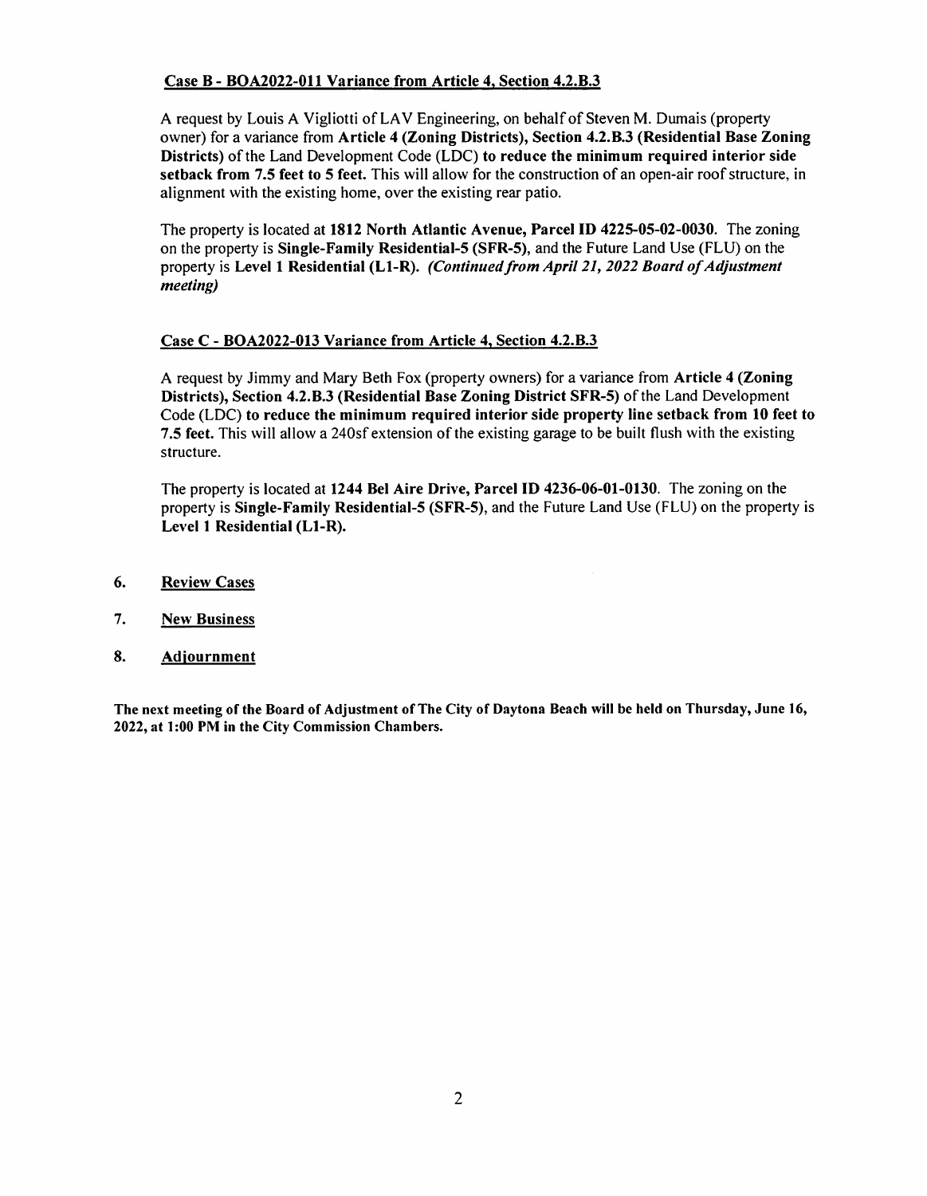**Case B - BOA2022-011 Variance from Article 4, Section 4.2.B.3**

A request by Louis A Vigliotti of LAV Engineering, on behalf of Steven M. Dumais (property owner) for a variance from **Article 4 (Zoning Districts), Section 4.2.B.3 (Residential Base Zoning Districts)** of the Land Development Code (LDC) **to reduce the minimum required interior side setback from 7.5 feet to 5 feet.** This will allow for the construction of an open-air roof structure, in alignment with the existing home, over the existing rear patio.

The property is located at **1812 North Atlantic Avenue, Parcel ID 4225-05-02-0030**. The zoning on the property is **Single-Family Residential-5 (SFR-5)**, and the Future Land Use (FLU) on the property is **Level 1 Residential (L1-R).** ***(Continued from April 21, 2022 Board of Adjustment meeting)***

**Case C - BOA2022-013 Variance from Article 4, Section 4.2.B.3**

A request by Jimmy and Mary Beth Fox (property owners) for a variance from **Article 4 (Zoning Districts), Section 4.2.B.3 (Residential Base Zoning District SFR-5)** of the Land Development Code (LDC) **to reduce the minimum required interior side property line setback from 10 feet to 7.5 feet.** This will allow a 240sf extension of the existing garage to be built flush with the existing structure.

The property is located at **1244 Bel Aire Drive, Parcel ID 4236-06-01-0130**. The zoning on the property is **Single-Family Residential-5 (SFR-5)**, and the Future Land Use (FLU) on the property is **Level 1 Residential (L1-R).**

6. **Review Cases**

7. **New Business**

8. **Adjournment**

**The next meeting of the Board of Adjustment of The City of Daytona Beach will be held on Thursday, June 16, 2022, at 1:00 PM in the City Commission Chambers.**